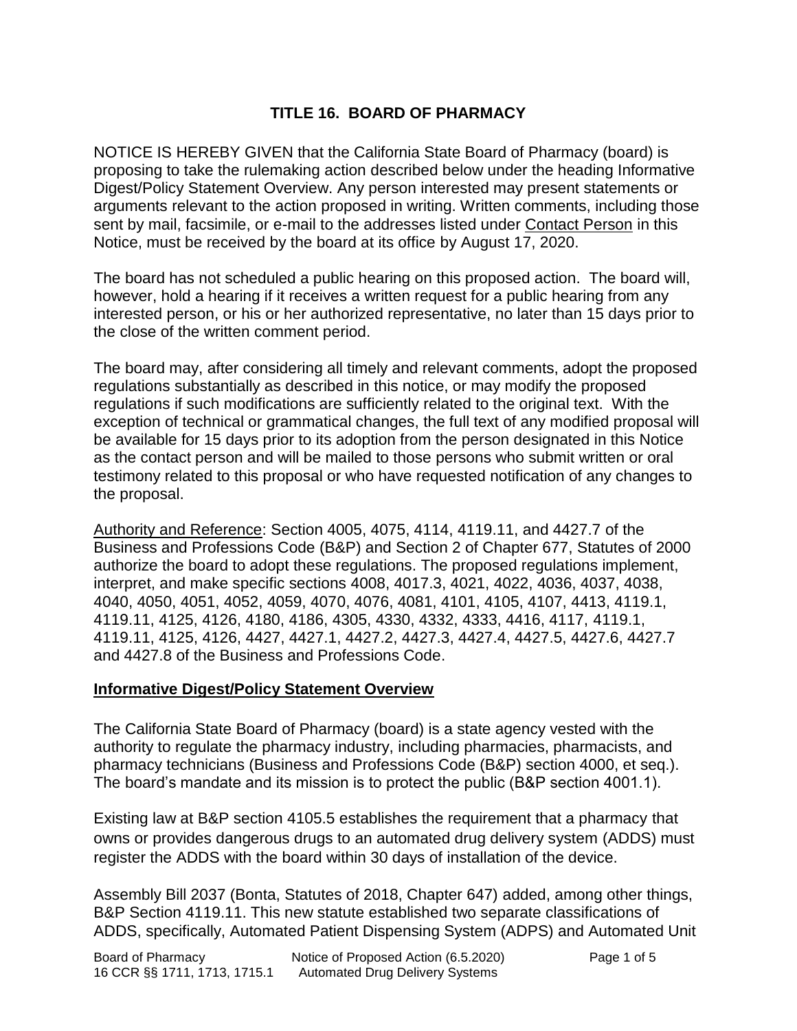# TITLE 16. BOARD OF PHARMACY

NOTICE IS HEREBY GIVEN that the California State Board of Pharmacy (board) is proposing to take the rulemaking action described below under the heading Informative Digest/Policy Statement Overview. Any person interested may present statements or arguments relevant to the action proposed in writing. Written comments, including those sent by mail, facsimile, or e-mail to the addresses listed under Contact Person in this Notice, must be received by the board at its office by August 17, 2020.

The board has not scheduled a public hearing on this proposed action. The board will, however, hold a hearing if it receives a written request for a public hearing from any interested person, or his or her authorized representative, no later than 15 days prior to the close of the written comment period.

The board may, after considering all timely and relevant comments, adopt the proposed regulations substantially as described in this notice, or may modify the proposed regulations if such modifications are sufficiently related to the original text. With the exception of technical or grammatical changes, the full text of any modified proposal will be available for 15 days prior to its adoption from the person designated in this Notice as the contact person and will be mailed to those persons who submit written or oral testimony related to this proposal or who have requested notification of any changes to the proposal.

Authority and Reference: Section 4005, 4075, 4114, 4119.11, and 4427.7 of the Business and Professions Code (B&P) and Section 2 of Chapter 677, Statutes of 2000 authorize the board to adopt these regulations. The proposed regulations implement, interpret, and make specific sections 4008, 4017.3, 4021, 4022, 4036, 4037, 4038, 4040, 4050, 4051, 4052, 4059, 4070, 4076, 4081, 4101, 4105, 4107, 4413, 4119.1, 4119.11, 4125, 4126, 4180, 4186, 4305, 4330, 4332, 4333, 4416, 4117, 4119.1, 4119.11, 4125, 4126, 4427, 4427.1, 4427.2, 4427.3, 4427.4, 4427.5, 4427.6, 4427.7 and 4427.8 of the Business and Professions Code.

## Informative Digest/Policy Statement Overview

The California State Board of Pharmacy (board) is a state agency vested with the authority to regulate the pharmacy industry, including pharmacies, pharmacists, and pharmacy technicians (Business and Professions Code (B&P) section 4000, et seq.). The board's mandate and its mission is to protect the public (B&P section 4001.1).

Existing law at B&P section 4105.5 establishes the requirement that a pharmacy that owns or provides dangerous drugs to an automated drug delivery system (ADDS) must register the ADDS with the board within 30 days of installation of the device.

Assembly Bill 2037 (Bonta, Statutes of 2018, Chapter 647) added, among other things, B&P Section 4119.11. This new statute established two separate classifications of ADDS, specifically, Automated Patient Dispensing System (ADPS) and Automated Unit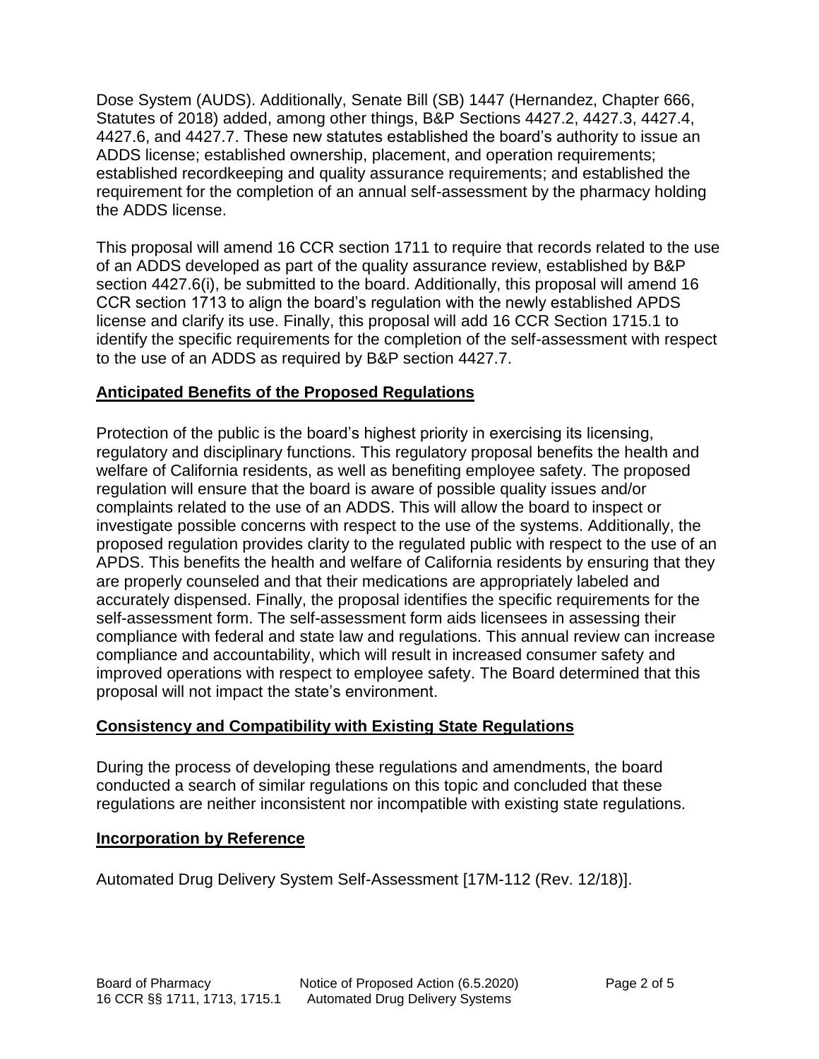Dose System (AUDS). Additionally, Senate Bill (SB) 1447 (Hernandez, Chapter 666, Statutes of 2018) added, among other things, B&P Sections 4427.2, 4427.3, 4427.4, 4427.6, and 4427.7. These new statutes established the board's authority to issue an ADDS license; established ownership, placement, and operation requirements; established recordkeeping and quality assurance requirements; and established the requirement for the completion of an annual self-assessment by the pharmacy holding the ADDS license.

This proposal will amend 16 CCR section 1711 to require that records related to the use of an ADDS developed as part of the quality assurance review, established by B&P section 4427.6(i), be submitted to the board. Additionally, this proposal will amend 16 CCR section 1713 to align the board's regulation with the newly established APDS license and clarify its use. Finally, this proposal will add 16 CCR Section 1715.1 to identify the specific requirements for the completion of the self-assessment with respect to the use of an ADDS as required by B&P section 4427.7.

## Anticipated Benefits of the Proposed Regulations

Protection of the public is the board's highest priority in exercising its licensing, regulatory and disciplinary functions. This regulatory proposal benefits the health and welfare of California residents, as well as benefiting employee safety. The proposed regulation will ensure that the board is aware of possible quality issues and/or complaints related to the use of an ADDS. This will allow the board to inspect or investigate possible concerns with respect to the use of the systems. Additionally, the proposed regulation provides clarity to the regulated public with respect to the use of an APDS. This benefits the health and welfare of California residents by ensuring that they are properly counseled and that their medications are appropriately labeled and accurately dispensed. Finally, the proposal identifies the specific requirements for the self-assessment form. The self-assessment form aids licensees in assessing their compliance with federal and state law and regulations. This annual review can increase compliance and accountability, which will result in increased consumer safety and improved operations with respect to employee safety. The Board determined that this proposal will not impact the state's environment.

## Consistency and Compatibility with Existing State Regulations

During the process of developing these regulations and amendments, the board conducted a search of similar regulations on this topic and concluded that these regulations are neither inconsistent nor incompatible with existing state regulations.

## Incorporation by Reference

Automated Drug Delivery System Self-Assessment [17M-112 (Rev. 12/18)].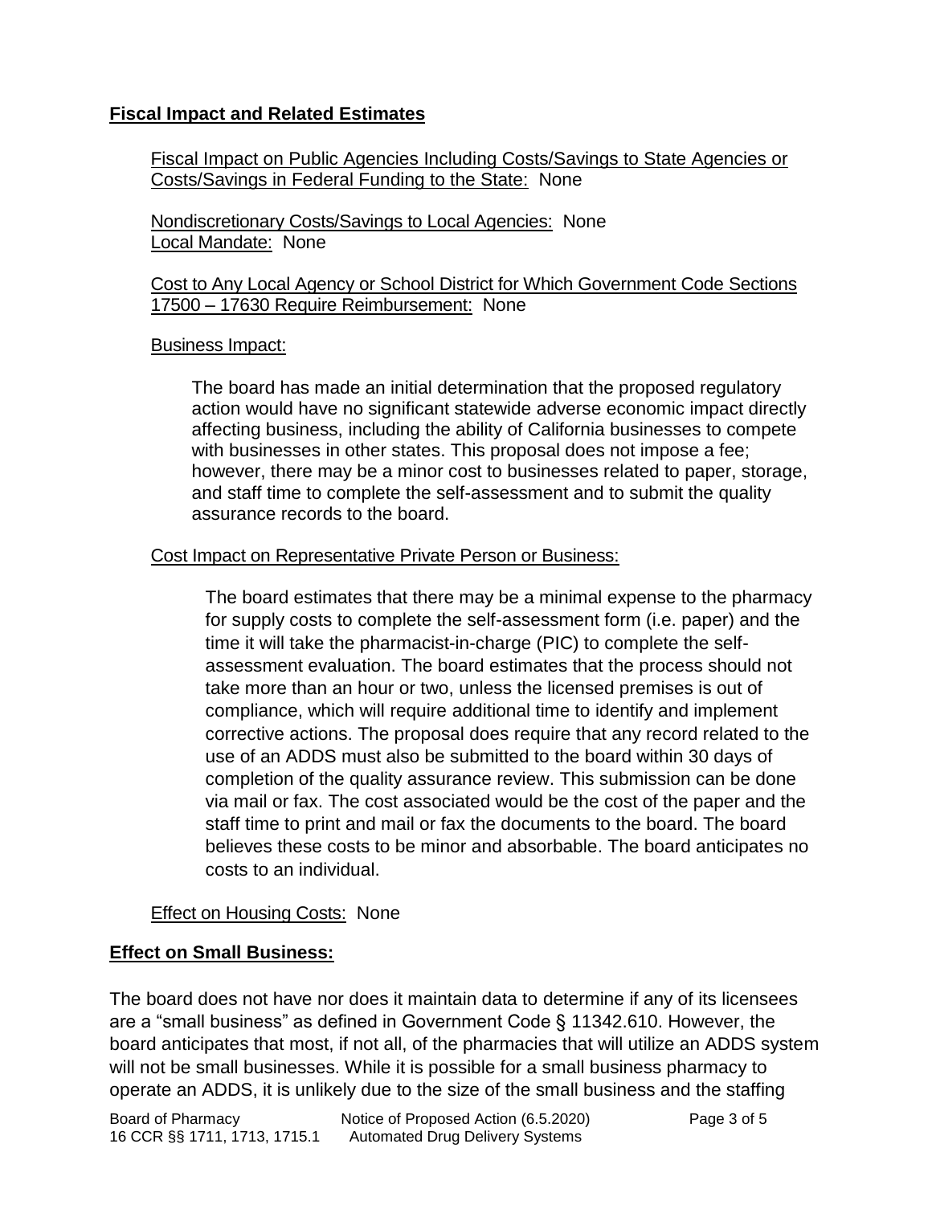## **Fiscal Impact and Related Estimates**

Fiscal Impact on Public Agencies Including Costs/Savings to State Agencies or Costs/Savings in Federal Funding to the State: None

Nondiscretionary Costs/Savings to Local Agencies: None
Local Mandate: None

Cost to Any Local Agency or School District for Which Government Code Sections 17500 – 17630 Require Reimbursement: None

Business Impact:

The board has made an initial determination that the proposed regulatory action would have no significant statewide adverse economic impact directly affecting business, including the ability of California businesses to compete with businesses in other states. This proposal does not impose a fee; however, there may be a minor cost to businesses related to paper, storage, and staff time to complete the self-assessment and to submit the quality assurance records to the board.

Cost Impact on Representative Private Person or Business:

The board estimates that there may be a minimal expense to the pharmacy for supply costs to complete the self-assessment form (i.e. paper) and the time it will take the pharmacist-in-charge (PIC) to complete the self-assessment evaluation. The board estimates that the process should not take more than an hour or two, unless the licensed premises is out of compliance, which will require additional time to identify and implement corrective actions. The proposal does require that any record related to the use of an ADDS must also be submitted to the board within 30 days of completion of the quality assurance review. This submission can be done via mail or fax. The cost associated would be the cost of the paper and the staff time to print and mail or fax the documents to the board. The board believes these costs to be minor and absorbable. The board anticipates no costs to an individual.

Effect on Housing Costs: None

## **Effect on Small Business:**

The board does not have nor does it maintain data to determine if any of its licensees are a "small business" as defined in Government Code § 11342.610. However, the board anticipates that most, if not all, of the pharmacies that will utilize an ADDS system will not be small businesses. While it is possible for a small business pharmacy to operate an ADDS, it is unlikely due to the size of the small business and the staffing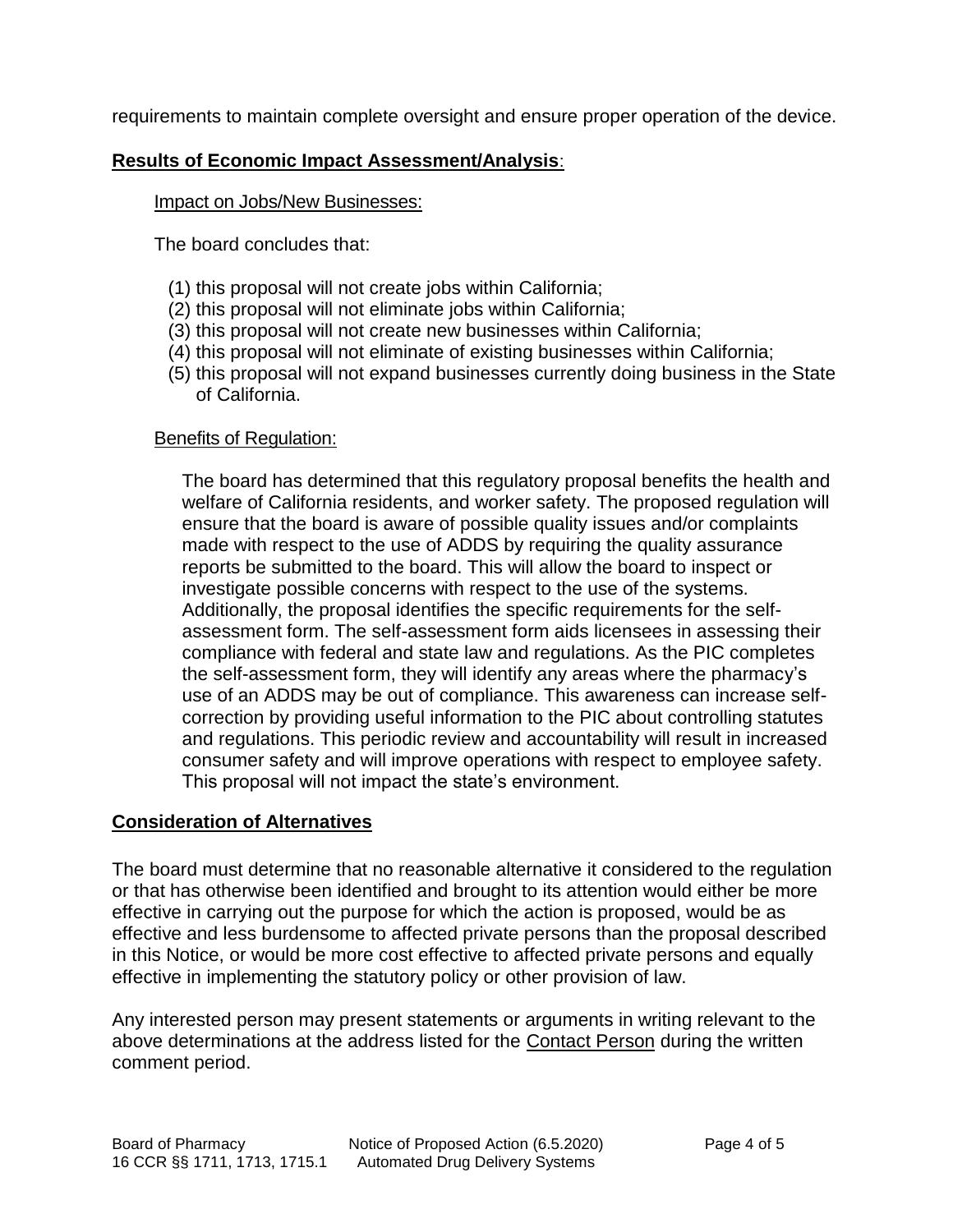requirements to maintain complete oversight and ensure proper operation of the device.

## **Results of Economic Impact Assessment/Analysis**:

Impact on Jobs/New Businesses:

The board concludes that:

(1) this proposal will not create jobs within California;
(2) this proposal will not eliminate jobs within California;
(3) this proposal will not create new businesses within California;
(4) this proposal will not eliminate of existing businesses within California;
(5) this proposal will not expand businesses currently doing business in the State of California.

Benefits of Regulation:

The board has determined that this regulatory proposal benefits the health and welfare of California residents, and worker safety. The proposed regulation will ensure that the board is aware of possible quality issues and/or complaints made with respect to the use of ADDS by requiring the quality assurance reports be submitted to the board. This will allow the board to inspect or investigate possible concerns with respect to the use of the systems. Additionally, the proposal identifies the specific requirements for the self-assessment form. The self-assessment form aids licensees in assessing their compliance with federal and state law and regulations. As the PIC completes the self-assessment form, they will identify any areas where the pharmacy's use of an ADDS may be out of compliance. This awareness can increase self-correction by providing useful information to the PIC about controlling statutes and regulations. This periodic review and accountability will result in increased consumer safety and will improve operations with respect to employee safety. This proposal will not impact the state's environment.

## **Consideration of Alternatives**

The board must determine that no reasonable alternative it considered to the regulation or that has otherwise been identified and brought to its attention would either be more effective in carrying out the purpose for which the action is proposed, would be as effective and less burdensome to affected private persons than the proposal described in this Notice, or would be more cost effective to affected private persons and equally effective in implementing the statutory policy or other provision of law.

Any interested person may present statements or arguments in writing relevant to the above determinations at the address listed for the Contact Person during the written comment period.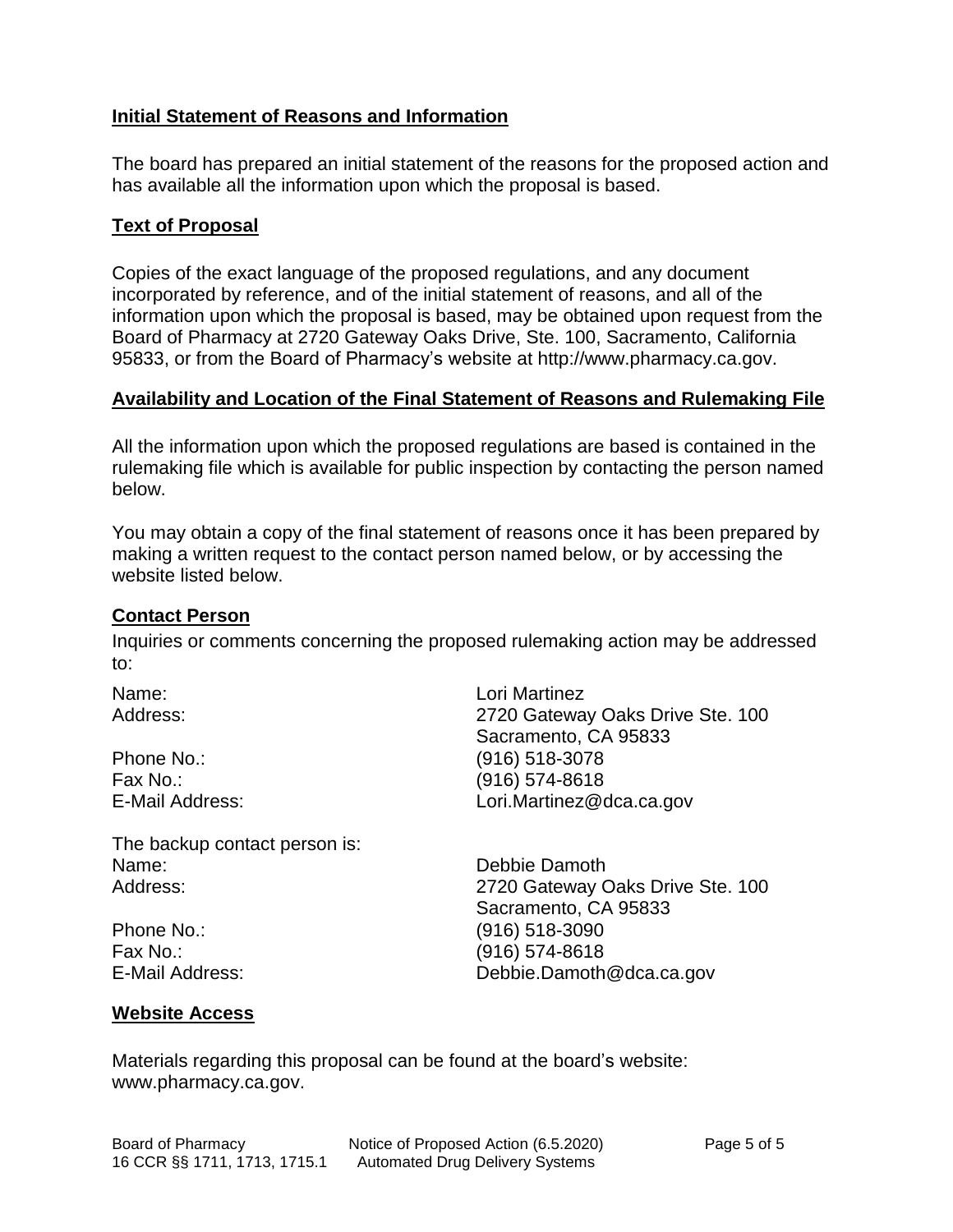## Initial Statement of Reasons and Information

The board has prepared an initial statement of the reasons for the proposed action and has available all the information upon which the proposal is based.

## Text of Proposal

Copies of the exact language of the proposed regulations, and any document incorporated by reference, and of the initial statement of reasons, and all of the information upon which the proposal is based, may be obtained upon request from the Board of Pharmacy at 2720 Gateway Oaks Drive, Ste. 100, Sacramento, California 95833, or from the Board of Pharmacy's website at http://www.pharmacy.ca.gov.

## Availability and Location of the Final Statement of Reasons and Rulemaking File

All the information upon which the proposed regulations are based is contained in the rulemaking file which is available for public inspection by contacting the person named below.

You may obtain a copy of the final statement of reasons once it has been prepared by making a written request to the contact person named below, or by accessing the website listed below.

## Contact Person

Inquiries or comments concerning the proposed rulemaking action may be addressed to:

| | |
|---|---|
| Name: | Lori Martinez |
| Address: | 2720 Gateway Oaks Drive Ste. 100<br>Sacramento, CA 95833 |
| Phone No.: | (916) 518-3078 |
| Fax No.: | (916) 574-8618 |
| E-Mail Address: | Lori.Martinez@dca.ca.gov |

The backup contact person is:

| | |
|---|---|
| Name: | Debbie Damoth |
| Address: | 2720 Gateway Oaks Drive Ste. 100<br>Sacramento, CA 95833 |
| Phone No.: | (916) 518-3090 |
| Fax No.: | (916) 574-8618 |
| E-Mail Address: | Debbie.Damoth@dca.ca.gov |

## Website Access

Materials regarding this proposal can be found at the board's website: www.pharmacy.ca.gov.